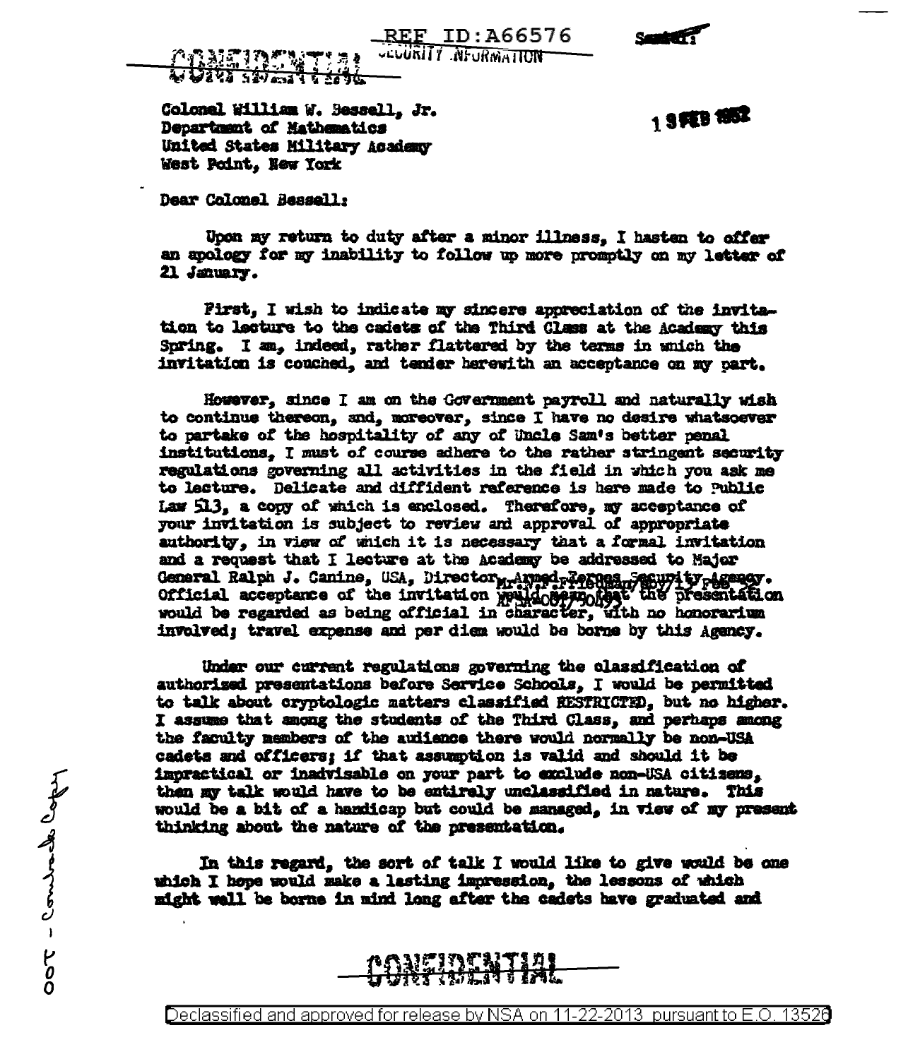REF ID:A66576

CONFIDENTIAL
SECURITY INFORMATION

Secret

Colonel William W. Bessell, Jr.
Department of Mathematics
United States Military Academy
West Point, New York

19 FEB 1952

Dear Colonel Bessell:

Upon my return to duty after a minor illness, I hasten to offer an apology for my inability to follow up more promptly on my letter of 21 January.

First, I wish to indicate my sincere appreciation of the invitation to lecture to the cadets of the Third Class at the Academy this Spring. I am, indeed, rather flattered by the terms in which the invitation is couched, and tender herewith an acceptance on my part.

However, since I am on the Government payroll and naturally wish to continue thereon, and, moreover, since I have no desire whatsoever to partake of the hospitality of any of Uncle Sam's better penal institutions, I must of course adhere to the rather stringent security regulations governing all activities in the field in which you ask me to lecture. Delicate and diffident reference is here made to Public Law 513, a copy of which is enclosed. Therefore, my acceptance of your invitation is subject to review and approval of appropriate authority, in view of which it is necessary that a formal invitation and a request that I lecture at the Academy be addressed to Major General Ralph J. Canine, USA, Director, Armed Forces Security Agency. Official acceptance of the invitation would mean that the presentation would be regarded as being official in character, with no honorarium involved; travel expense and per diem would be borne by this Agency.

Under our current regulations governing the classification of authorized presentations before Service Schools, I would be permitted to talk about cryptologic matters classified RESTRICTED, but no higher. I assume that among the students of the Third Class, and perhaps among the faculty members of the audience there would normally be non-USA cadets and officers; if that assumption is valid and should it be impractical or inadvisable on your part to exclude non-USA citizens, then my talk would have to be entirely unclassified in nature. This would be a bit of a handicap but could be managed, in view of my present thinking about the nature of the presentation.

In this regard, the sort of talk I would like to give would be one which I hope would make a lasting impression, the lessons of which might well be borne in mind long after the cadets have graduated and

CONFIDENTIAL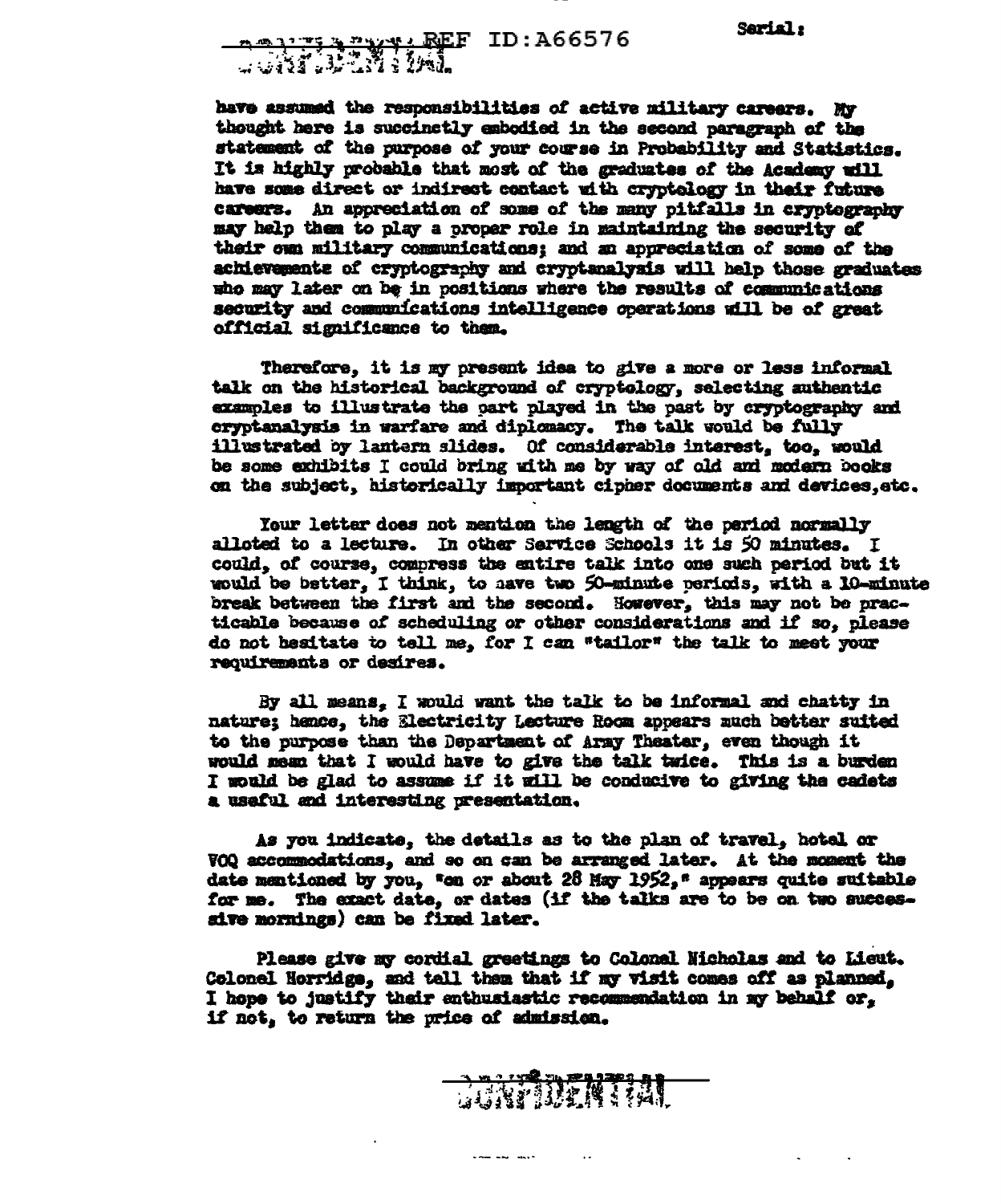have assumed the responsibilities of active military careers. My thought here is succinctly embodied in the second paragraph of the statement of the purpose of your course in Probability and Statistics. It is highly probable that most of the graduates of the Academy will have some direct or indirect contact with cryptology in their future careers. An appreciation of some of the many pitfalls in cryptography may help them to play a proper role in maintaining the security of their own military communications; and an appreciation of some of the achievements of cryptography and cryptanalysis will help those graduates who may later on be in positions where the results of communications security and communications intelligence operations will be of great official significance to them.

Therefore, it is my present idea to give a more or less informal talk on the historical background of cryptology, selecting authentic examples to illustrate the part played in the past by cryptography and cryptanalysis in warfare and diplomacy. The talk would be fully illustrated by lantern slides. Of considerable interest, too, would be some exhibits I could bring with me by way of old and modern books on the subject, historically important cipher documents and devices, etc.

Your letter does not mention the length of the period normally alloted to a lecture. In other Service Schools it is 50 minutes. I could, of course, compress the entire talk into one such period but it would be better, I think, to have two 50-minute periods, with a 10-minute break between the first and the second. However, this may not be practicable because of scheduling or other considerations and if so, please do not hesitate to tell me, for I can "tailor" the talk to meet your requirements or desires.

By all means, I would want the talk to be informal and chatty in nature; hence, the Electricity Lecture Room appears much better suited to the purpose than the Department of Army Theater, even though it would mean that I would have to give the talk twice. This is a burden I would be glad to assume if it will be conducive to giving the cadets a useful and interesting presentation.

As you indicate, the details as to the plan of travel, hotel or VOQ accommodations, and so on can be arranged later. At the moment the date mentioned by you, "on or about 28 May 1952," appears quite suitable for me. The exact date, or dates (if the talks are to be on two successive mornings) can be fixed later.

Please give my cordial greetings to Colonel Nicholas and to Lieut. Colonel Horridge, and tell them that if my visit comes off as planned, I hope to justify their enthusiastic recommendation in my behalf or, if not, to return the price of admission.

CONFIDENTIAL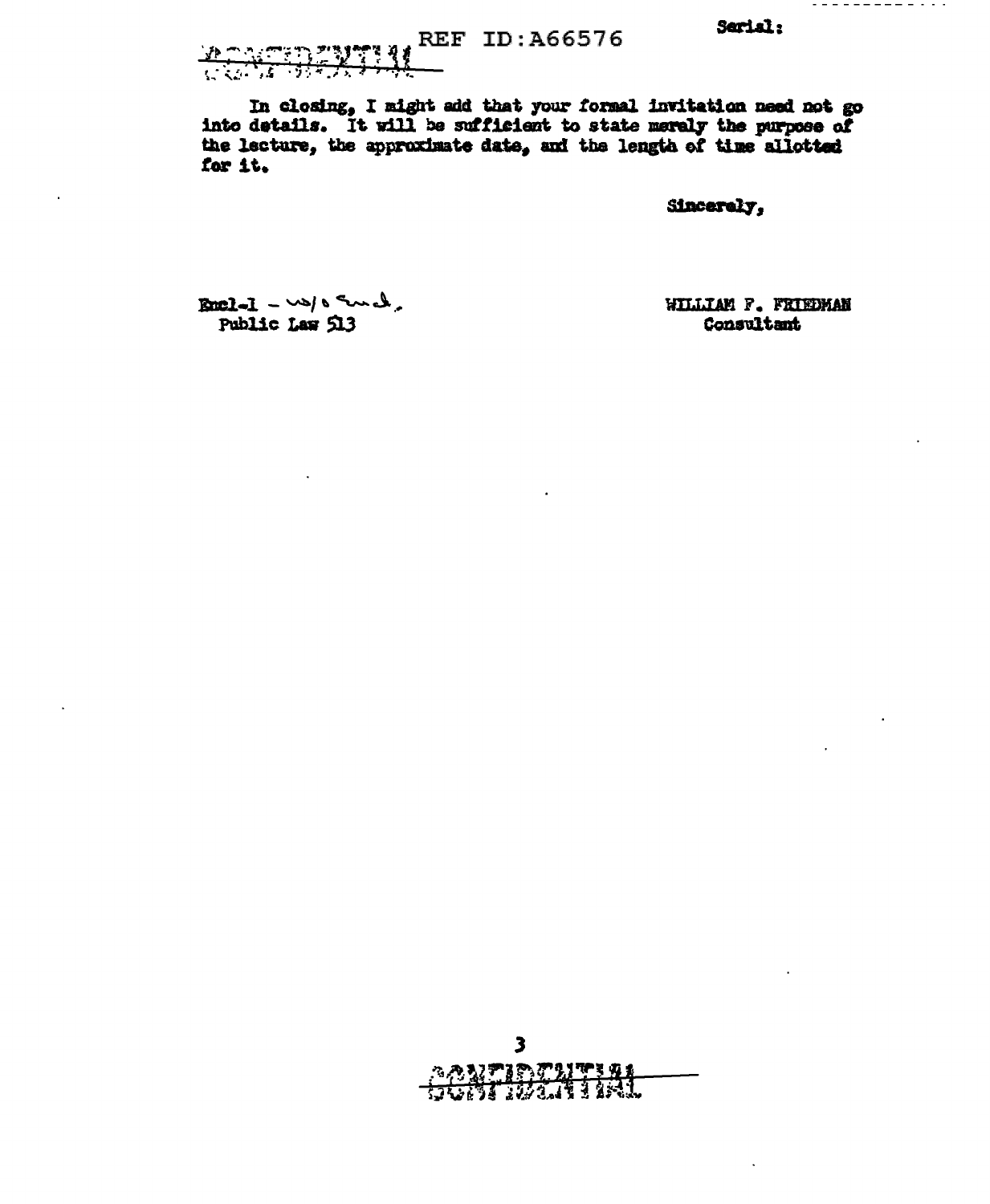CONFIDENTIAL

REF ID:A66576

Serial:

In closing, I might add that your formal invitation need not go into details. It will be sufficient to state merely the purpose of the lecture, the approximate date, and the length of time allotted for it.

Sincerely,

Encl-1 – w/o encl.
Public Law 513

WILLIAM F. FRIEDMAN
Consultant

CONFIDENTIAL